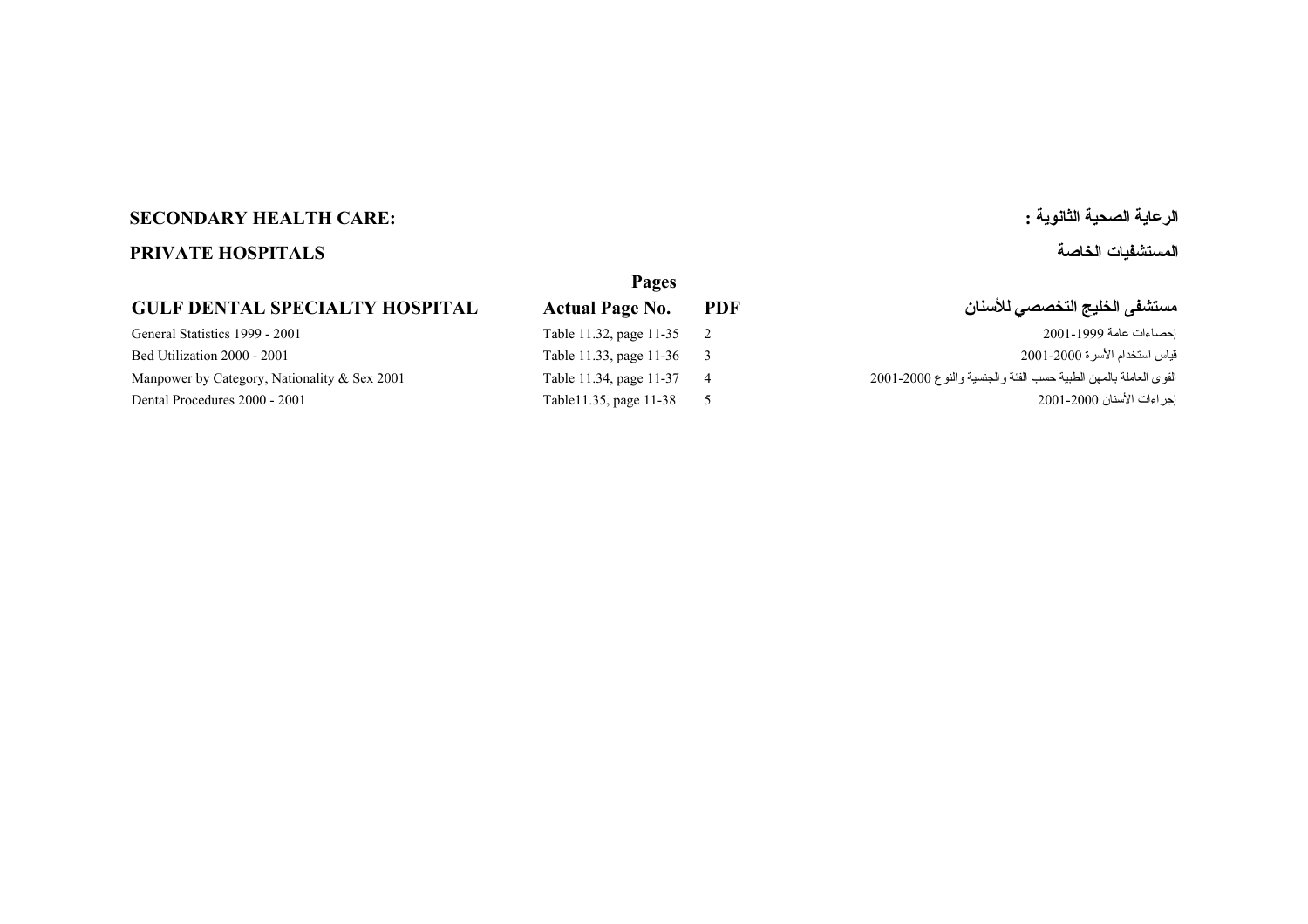**SECONDARY HEALTH CARE:** **الرعاية الصحية الثانوية :**

**PRIVATE HOSPITALS** **المستشفيات الخاصة**

| **GULF DENTAL SPECIALTY HOSPITAL** | **Pages** **Actual Page No.** | **PDF** | **مستشفى الخليج التخصصي للأسنان** |
| --- | --- | --- | --- |
| General Statistics 1999 - 2001 | Table 11.32, page 11-35 | 2 | إحصاءات عامة 1999-2001 |
| Bed Utilization 2000 - 2001 | Table 11.33, page 11-36 | 3 | قياس استخدام الأسرة 2000-2001 |
| Manpower by Category, Nationality & Sex 2001 | Table 11.34, page 11-37 | 4 | القوى العاملة بالمهن الطبية حسب الفئة والجنسية والنوع 2000-2001 |
| Dental Procedures 2000 - 2001 | Table11.35, page 11-38 | 5 | إجراءات الأسنان 2000-2001 |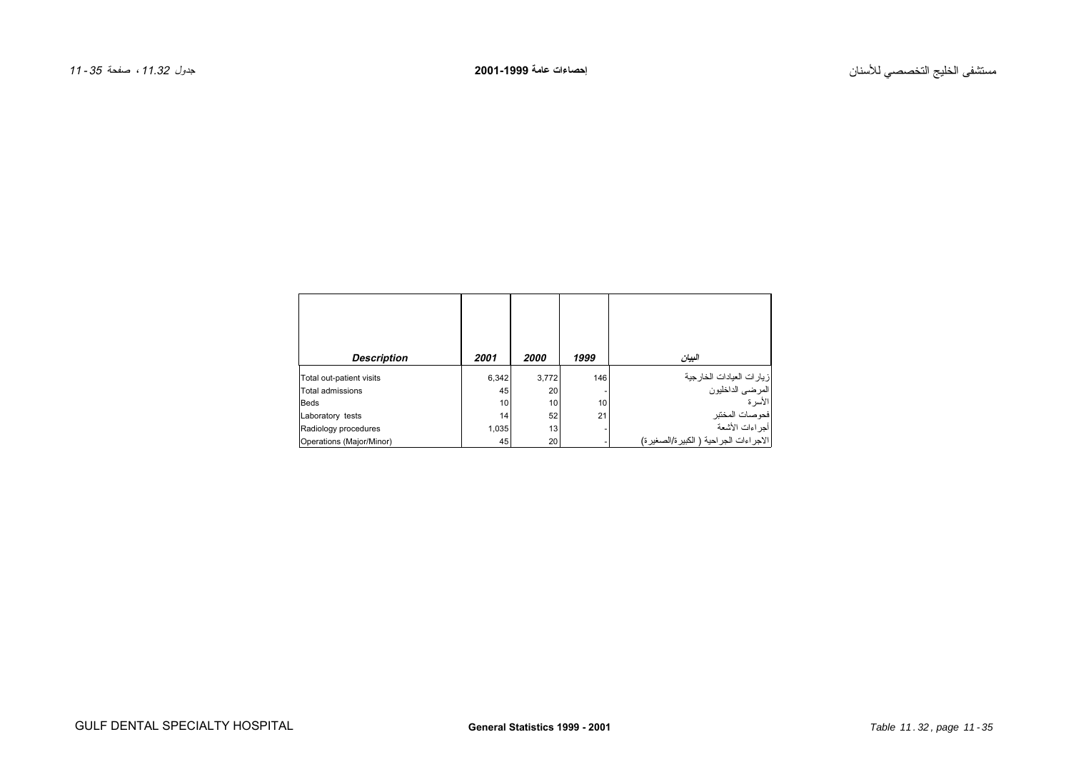# مستشفى الخليج التخصصي للأسنان

## إحصاءات عامة 1999-2001

جدول 11.32 ، صفحة 35 -11

| *Description* | *2001* | *2000* | *1999* | *البيان* |
|---|---|---|---|---|
| Total out-patient visits | 6,342 | 3,772 | 146 | زيارات العيادات الخارجية |
| Total admissions | 45 | 20 | - | المرضى الداخليون |
| Beds | 10 | 10 | 10 | الأسرة |
| Laboratory tests | 14 | 52 | 21 | فحوصات المختبر |
| Radiology procedures | 1,035 | 13 | - | أجراءات الأشعة |
| Operations (Major/Minor) | 45 | 20 | - | الاجراءات الجراحية ( الكبيرة/الصغيرة) |

GULF DENTAL SPECIALTY HOSPITAL

**General Statistics 1999 - 2001**

*Table 11.32, page 11-35*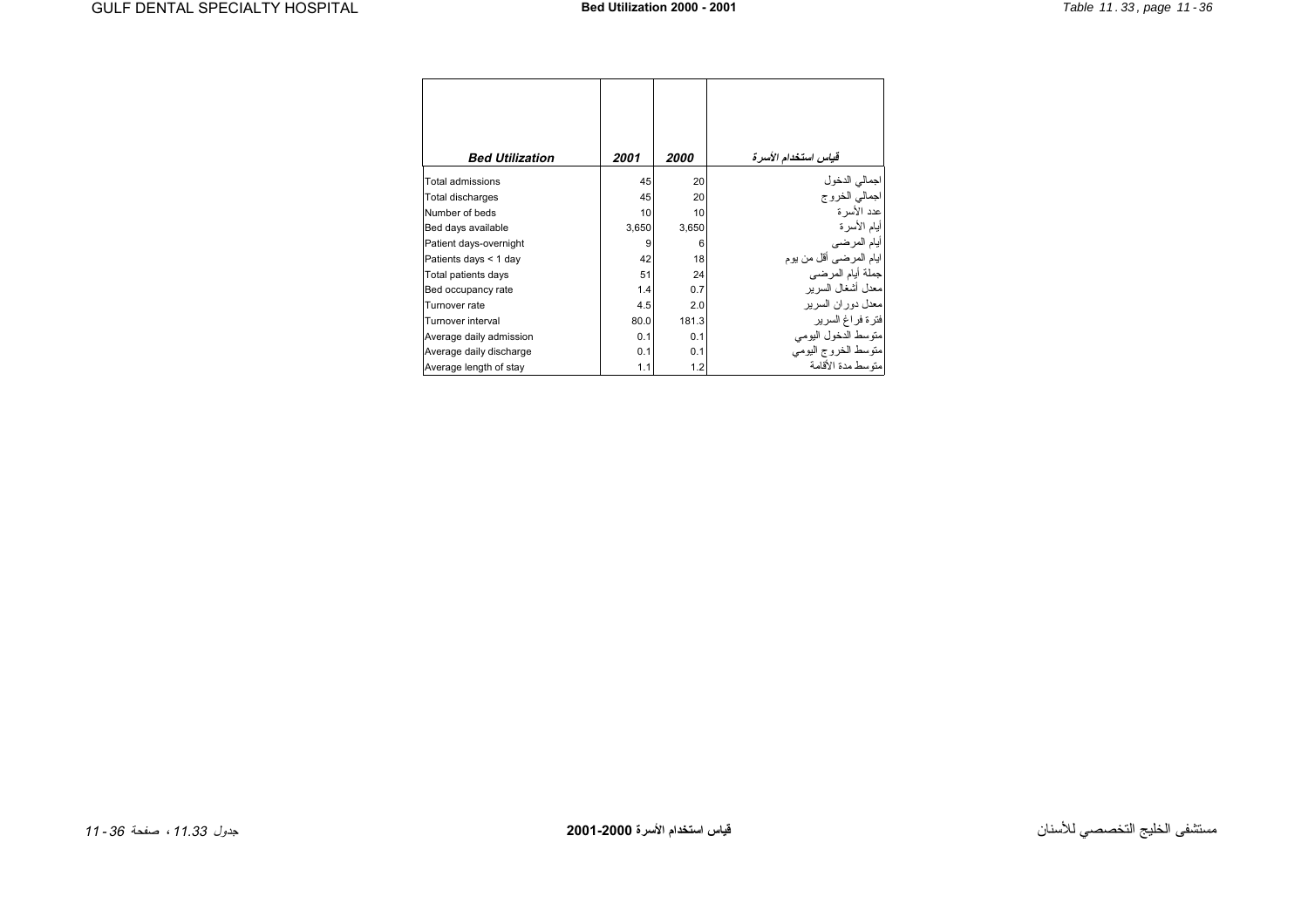| *Bed Utilization* | *2001* | *2000* | *قياس استخدام الأسرة* |
|---|---|---|---|
| Total admissions | 45 | 20 | اجمالي الدخول |
| Total discharges | 45 | 20 | اجمالي الخروج |
| Number of beds | 10 | 10 | عدد الأسرة |
| Bed days available | 3,650 | 3,650 | أيام الأسرة |
| Patient days-overnight | 9 | 6 | أيام المرضى |
| Patients days < 1 day | 42 | 18 | ايام المرضى أقل من يوم |
| Total patients days | 51 | 24 | جملة أيام المرضى |
| Bed occupancy rate | 1.4 | 0.7 | معدل أشغال السرير |
| Turnover rate | 4.5 | 2.0 | معدل دوران السرير |
| Turnover interval | 80.0 | 181.3 | فترة فراغ السرير |
| Average daily admission | 0.1 | 0.1 | متوسط الدخول اليومي |
| Average daily discharge | 0.1 | 0.1 | متوسط الخروج اليومي |
| Average length of stay | 1.1 | 1.2 | متوسط مدة الأقامة |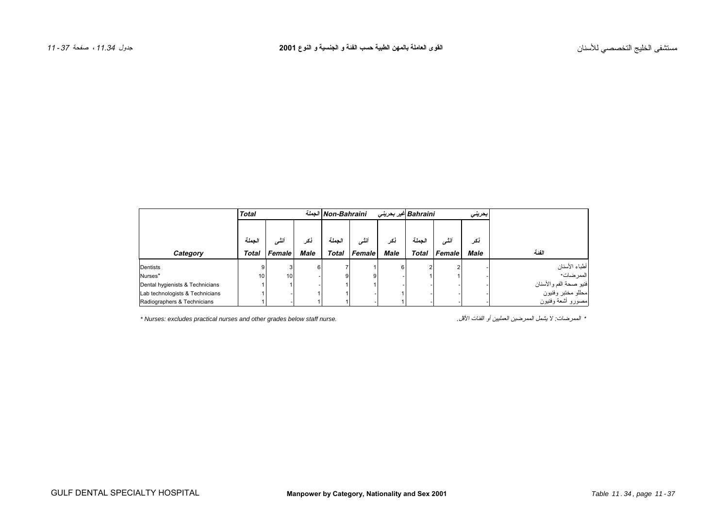# مستشفى الخليج التخصصي للأسنان

## القوى العاملة بالمهن الطبية حسب الفئة و الجنسية و النوع 2001

جدول 11.34 ، صفحة 37 - 11

| | Total | | الجملة | Non-Bahraini | | غير بحريني | Bahraini | | بحريني | |
|---|---|---|---|---|---|---|---|---|---|---|
| | الجملة | أنثى | ذكر | الجملة | أنثى | ذكر | الجملة | أنثى | ذكر | |
| Category | Total | Female | Male | Total | Female | Male | Total | Female | Male | الفئة |
| Dentists | 9 | 3 | 6 | 7 | 1 | 6 | 2 | 2 | - | أطباء الأسنان |
| Nurses* | 10 | 10 | - | 9 | 9 | - | 1 | 1 | - | الممرضات* |
| Dental hygienists & Technicians | 1 | 1 | - | 1 | 1 | - | - | - | - | فنيو صحة الفم والأسنان |
| Lab technologists & Technicians | 1 | - | 1 | 1 | - | 1 | - | - | - | محللو مختبر وفنيون |
| Radiographers & Technicians | 1 | - | 1 | 1 | - | 1 | - | - | - | مصورو أشعة وفنيون |

* Nurses: excludes practical nurses and other grades below staff nurse.

* الممرضات: لا يشمل الممرضين العمليين أو الفئات الأقل.

# GULF DENTAL SPECIALTY HOSPITAL

## Manpower by Category, Nationality and Sex 2001

Table 11.34, page 11 - 37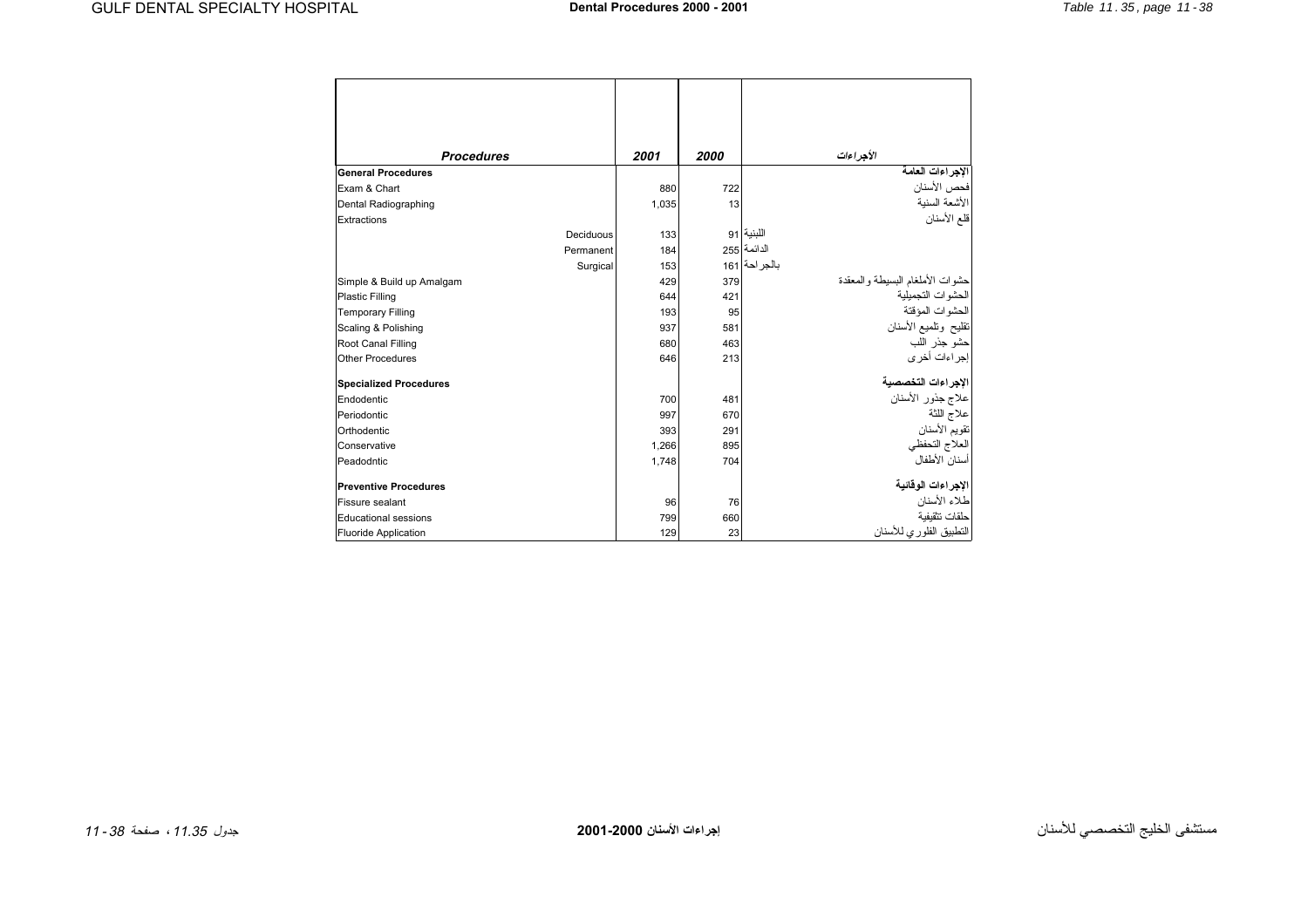| *Procedures* | | *2001* | *2000* | *الأجراءات* | |
|---|---|---|---|---|---|
| **General Procedures** | | | | | **الإجراءات العامة** |
| Exam & Chart | | 880 | 722 | | فحص الأسنان |
| Dental Radiographing | | 1,035 | 13 | | الأشعة السنية |
| Extractions | | | | | قلع الأسنان |
| | Deciduous | 133 | 91 | اللبنية | |
| | Permanent | 184 | 255 | الدائمة | |
| | Surgical | 153 | 161 | بالجراحة | |
| Simple & Build up Amalgam | | 429 | 379 | | حشوات الأملغام البسيطة والمعقدة |
| Plastic Filling | | 644 | 421 | | الحشوات التجميلية |
| Temporary Filling | | 193 | 95 | | الحشوات المؤقتة |
| Scaling & Polishing | | 937 | 581 | | تقليح وتلميع الأسنان |
| Root Canal Filling | | 680 | 463 | | حشو جذر اللب |
| Other Procedures | | 646 | 213 | | إجراءات أخرى |
| **Specialized Procedures** | | | | | **الإجراءات التخصصية** |
| Endodentic | | 700 | 481 | | علاج جذور الأسنان |
| Periodontic | | 997 | 670 | | علاج اللثة |
| Orthodentic | | 393 | 291 | | تقويم الأسنان |
| Conservative | | 1,266 | 895 | | العلاج التحفظي |
| Peadodntic | | 1,748 | 704 | | أسنان الأطفال |
| **Preventive Procedures** | | | | | **الإجراءات الوقائية** |
| Fissure sealant | | 96 | 76 | | طلاء الأسنان |
| Educational sessions | | 799 | 660 | | حلقات تثقيفية |
| Fluoride Application | | 129 | 23 | | التطبيق الفلوري للأسنان |